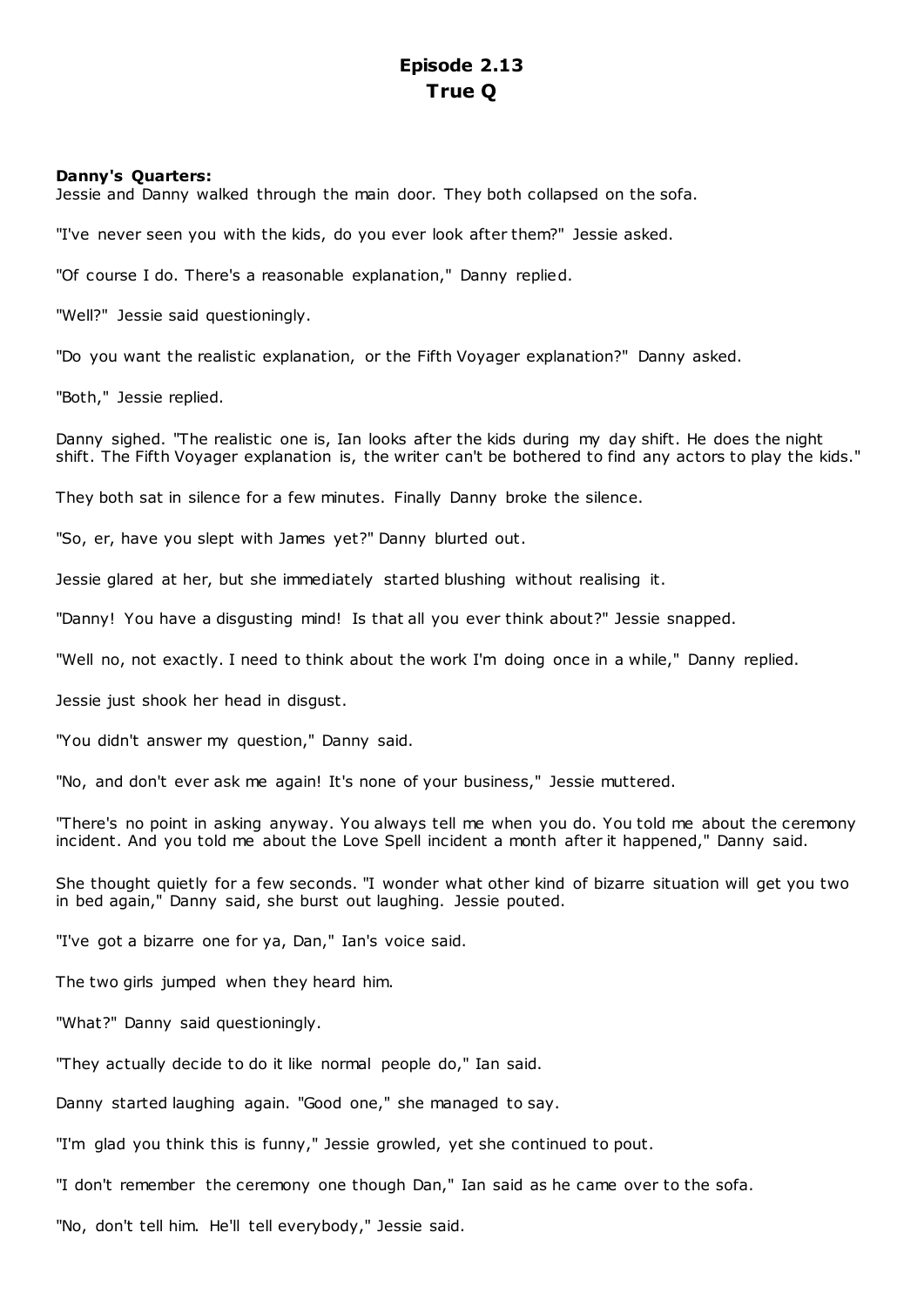# Episode 2.13
# True Q

**Danny's Quarters:**

Jessie and Danny walked through the main door. They both collapsed on the sofa.

"I've never seen you with the kids, do you ever look after them?" Jessie asked.

"Of course I do. There's a reasonable explanation," Danny replied.

"Well?" Jessie said questioningly.

"Do you want the realistic explanation, or the Fifth Voyager explanation?" Danny asked.

"Both," Jessie replied.

Danny sighed. "The realistic one is, Ian looks after the kids during my day shift. He does the night shift. The Fifth Voyager explanation is, the writer can't be bothered to find any actors to play the kids."

They both sat in silence for a few minutes. Finally Danny broke the silence.

"So, er, have you slept with James yet?" Danny blurted out.

Jessie glared at her, but she immediately started blushing without realising it.

"Danny! You have a disgusting mind! Is that all you ever think about?" Jessie snapped.

"Well no, not exactly. I need to think about the work I'm doing once in a while," Danny replied.

Jessie just shook her head in disgust.

"You didn't answer my question," Danny said.

"No, and don't ever ask me again! It's none of your business," Jessie muttered.

"There's no point in asking anyway. You always tell me when you do. You told me about the ceremony incident. And you told me about the Love Spell incident a month after it happened," Danny said.

She thought quietly for a few seconds. "I wonder what other kind of bizarre situation will get you two in bed again," Danny said, she burst out laughing. Jessie pouted.

"I've got a bizarre one for ya, Dan," Ian's voice said.

The two girls jumped when they heard him.

"What?" Danny said questioningly.

"They actually decide to do it like normal people do," Ian said.

Danny started laughing again. "Good one," she managed to say.

"I'm glad you think this is funny," Jessie growled, yet she continued to pout.

"I don't remember the ceremony one though Dan," Ian said as he came over to the sofa.

"No, don't tell him. He'll tell everybody," Jessie said.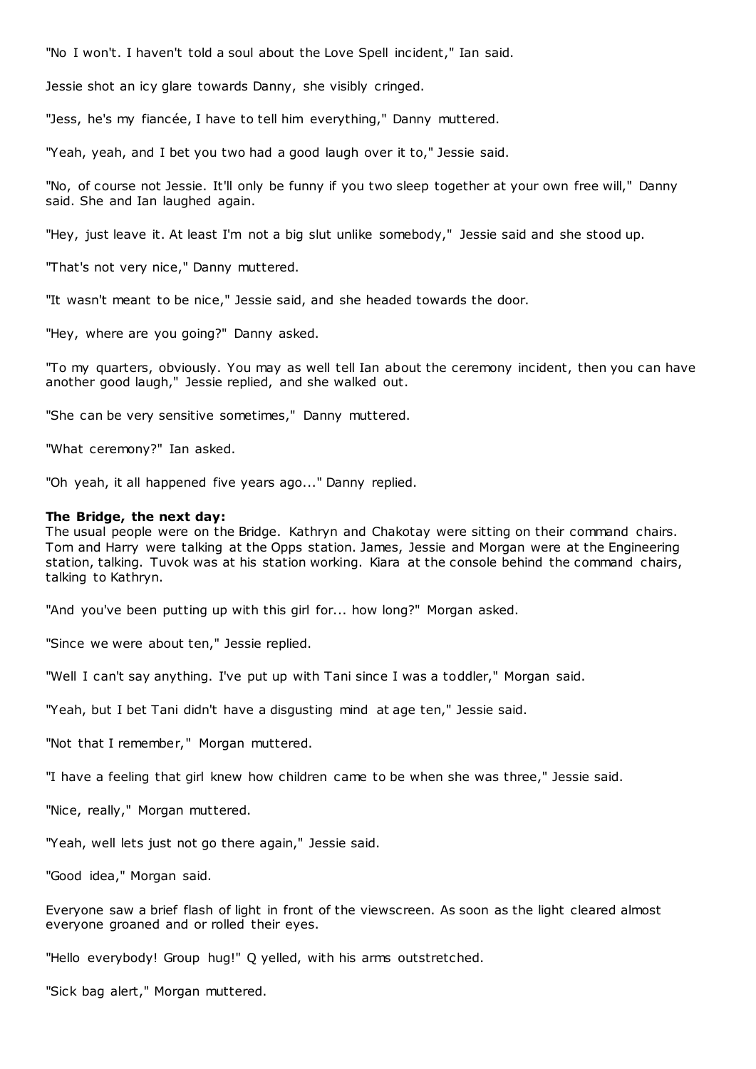"No I won't. I haven't told a soul about the Love Spell incident," Ian said.

Jessie shot an icy glare towards Danny, she visibly cringed.

"Jess, he's my fiancée, I have to tell him everything," Danny muttered.

"Yeah, yeah, and I bet you two had a good laugh over it to," Jessie said.

"No, of course not Jessie. It'll only be funny if you two sleep together at your own free will," Danny said. She and Ian laughed again.

"Hey, just leave it. At least I'm not a big slut unlike somebody," Jessie said and she stood up.

"That's not very nice," Danny muttered.

"It wasn't meant to be nice," Jessie said, and she headed towards the door.

"Hey, where are you going?" Danny asked.

"To my quarters, obviously. You may as well tell Ian about the ceremony incident, then you can have another good laugh," Jessie replied, and she walked out.

"She can be very sensitive sometimes," Danny muttered.

"What ceremony?" Ian asked.

"Oh yeah, it all happened five years ago..." Danny replied.

**The Bridge, the next day:**
The usual people were on the Bridge. Kathryn and Chakotay were sitting on their command chairs. Tom and Harry were talking at the Opps station. James, Jessie and Morgan were at the Engineering station, talking. Tuvok was at his station working. Kiara at the console behind the command chairs, talking to Kathryn.

"And you've been putting up with this girl for... how long?" Morgan asked.

"Since we were about ten," Jessie replied.

"Well I can't say anything. I've put up with Tani since I was a toddler," Morgan said.

"Yeah, but I bet Tani didn't have a disgusting mind at age ten," Jessie said.

"Not that I remember," Morgan muttered.

"I have a feeling that girl knew how children came to be when she was three," Jessie said.

"Nice, really," Morgan muttered.

"Yeah, well lets just not go there again," Jessie said.

"Good idea," Morgan said.

Everyone saw a brief flash of light in front of the viewscreen. As soon as the light cleared almost everyone groaned and or rolled their eyes.

"Hello everybody! Group hug!" Q yelled, with his arms outstretched.

"Sick bag alert," Morgan muttered.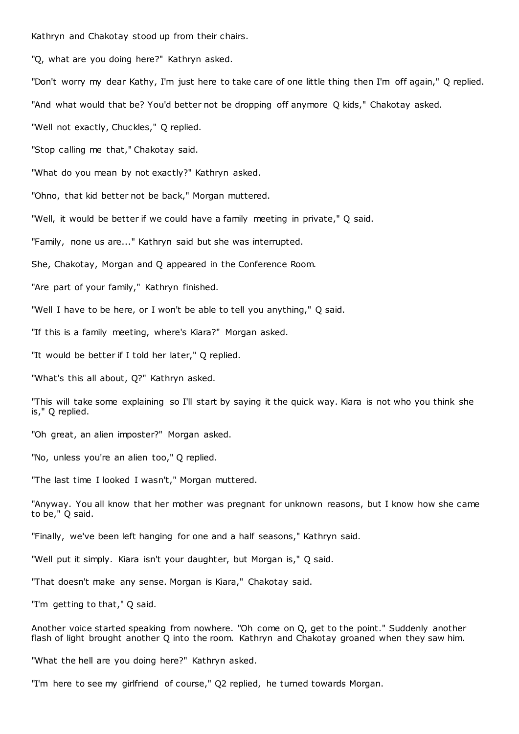Kathryn and Chakotay stood up from their chairs.

"Q, what are you doing here?" Kathryn asked.

"Don't worry my dear Kathy, I'm just here to take care of one little thing then I'm off again," Q replied.

"And what would that be? You'd better not be dropping off anymore Q kids," Chakotay asked.

"Well not exactly, Chuckles," Q replied.

"Stop calling me that," Chakotay said.

"What do you mean by not exactly?" Kathryn asked.

"Ohno, that kid better not be back," Morgan muttered.

"Well, it would be better if we could have a family meeting in private," Q said.

"Family, none us are..." Kathryn said but she was interrupted.

She, Chakotay, Morgan and Q appeared in the Conference Room.

"Are part of your family," Kathryn finished.

"Well I have to be here, or I won't be able to tell you anything," Q said.

"If this is a family meeting, where's Kiara?" Morgan asked.

"It would be better if I told her later," Q replied.

"What's this all about, Q?" Kathryn asked.

"This will take some explaining so I'll start by saying it the quick way. Kiara is not who you think she is," Q replied.

"Oh great, an alien imposter?" Morgan asked.

"No, unless you're an alien too," Q replied.

"The last time I looked I wasn't," Morgan muttered.

"Anyway. You all know that her mother was pregnant for unknown reasons, but I know how she came to be," Q said.

"Finally, we've been left hanging for one and a half seasons," Kathryn said.

"Well put it simply. Kiara isn't your daughter, but Morgan is," Q said.

"That doesn't make any sense. Morgan is Kiara," Chakotay said.

"I'm getting to that," Q said.

Another voice started speaking from nowhere. "Oh come on Q, get to the point." Suddenly another flash of light brought another Q into the room. Kathryn and Chakotay groaned when they saw him.

"What the hell are you doing here?" Kathryn asked.

"I'm here to see my girlfriend of course," Q2 replied, he turned towards Morgan.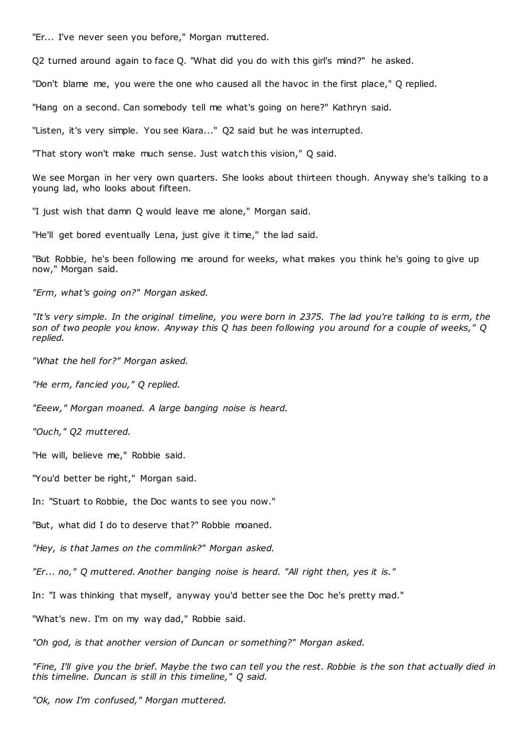"Er... I've never seen you before," Morgan muttered.

Q2 turned around again to face Q. "What did you do with this girl's mind?" he asked.

"Don't blame me, you were the one who caused all the havoc in the first place," Q replied.

"Hang on a second. Can somebody tell me what's going on here?" Kathryn said.

"Listen, it's very simple. You see Kiara..." Q2 said but he was interrupted.

"That story won't make much sense. Just watch this vision," Q said.

We see Morgan in her very own quarters. She looks about thirteen though. Anyway she's talking to a young lad, who looks about fifteen.

"I just wish that damn Q would leave me alone," Morgan said.

"He'll get bored eventually Lena, just give it time," the lad said.

"But Robbie, he's been following me around for weeks, what makes you think he's going to give up now," Morgan said.

*"Erm, what's going on?" Morgan asked.*

*"It's very simple. In the original timeline, you were born in 2375. The lad you're talking to is erm, the son of two people you know. Anyway this Q has been following you around for a couple of weeks," Q replied.*

*"What the hell for?" Morgan asked.*

*"He erm, fancied you," Q replied.*

*"Eeew," Morgan moaned. A large banging noise is heard.*

*"Ouch," Q2 muttered.*

"He will, believe me," Robbie said.

"You'd better be right," Morgan said.

In: "Stuart to Robbie, the Doc wants to see you now."

"But, what did I do to deserve that?" Robbie moaned.

*"Hey, is that James on the commlink?" Morgan asked.*

*"Er... no," Q muttered. Another banging noise is heard. "All right then, yes it is."*

In: "I was thinking that myself, anyway you'd better see the Doc he's pretty mad."

"What's new. I'm on my way dad," Robbie said.

*"Oh god, is that another version of Duncan or something?" Morgan asked.*

*"Fine, I'll give you the brief. Maybe the two can tell you the rest. Robbie is the son that actually died in this timeline. Duncan is still in this timeline," Q said.*

*"Ok, now I'm confused," Morgan muttered.*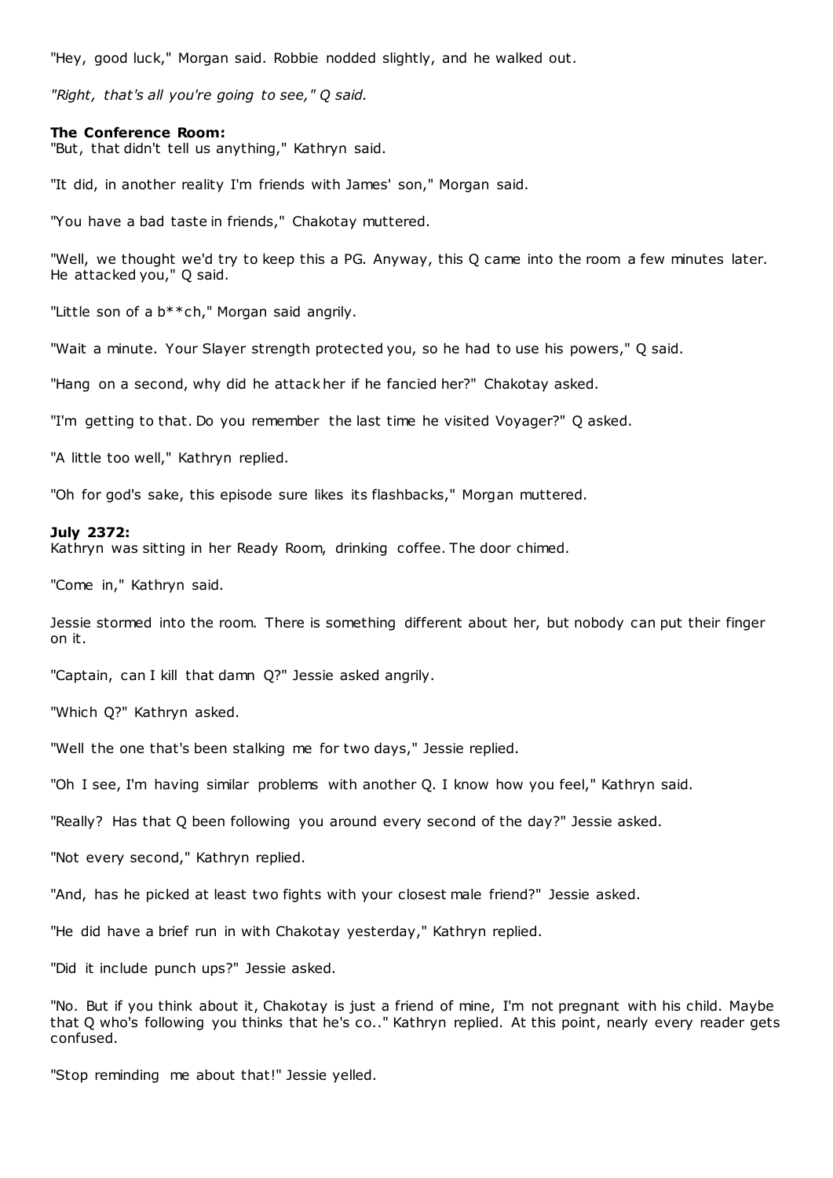"Hey, good luck," Morgan said. Robbie nodded slightly, and he walked out.

*"Right, that's all you're going to see," Q said.*

**The Conference Room:**
"But, that didn't tell us anything," Kathryn said.

"It did, in another reality I'm friends with James' son," Morgan said.

"You have a bad taste in friends," Chakotay muttered.

"Well, we thought we'd try to keep this a PG. Anyway, this Q came into the room a few minutes later. He attacked you," Q said.

"Little son of a b**ch," Morgan said angrily.

"Wait a minute. Your Slayer strength protected you, so he had to use his powers," Q said.

"Hang on a second, why did he attack her if he fancied her?" Chakotay asked.

"I'm getting to that. Do you remember the last time he visited Voyager?" Q asked.

"A little too well," Kathryn replied.

"Oh for god's sake, this episode sure likes its flashbacks," Morgan muttered.

**July 2372:**
Kathryn was sitting in her Ready Room, drinking coffee. The door chimed.

"Come in," Kathryn said.

Jessie stormed into the room. There is something different about her, but nobody can put their finger on it.

"Captain, can I kill that damn Q?" Jessie asked angrily.

"Which Q?" Kathryn asked.

"Well the one that's been stalking me for two days," Jessie replied.

"Oh I see, I'm having similar problems with another Q. I know how you feel," Kathryn said.

"Really? Has that Q been following you around every second of the day?" Jessie asked.

"Not every second," Kathryn replied.

"And, has he picked at least two fights with your closest male friend?" Jessie asked.

"He did have a brief run in with Chakotay yesterday," Kathryn replied.

"Did it include punch ups?" Jessie asked.

"No. But if you think about it, Chakotay is just a friend of mine, I'm not pregnant with his child. Maybe that Q who's following you thinks that he's co.." Kathryn replied. At this point, nearly every reader gets confused.

"Stop reminding me about that!" Jessie yelled.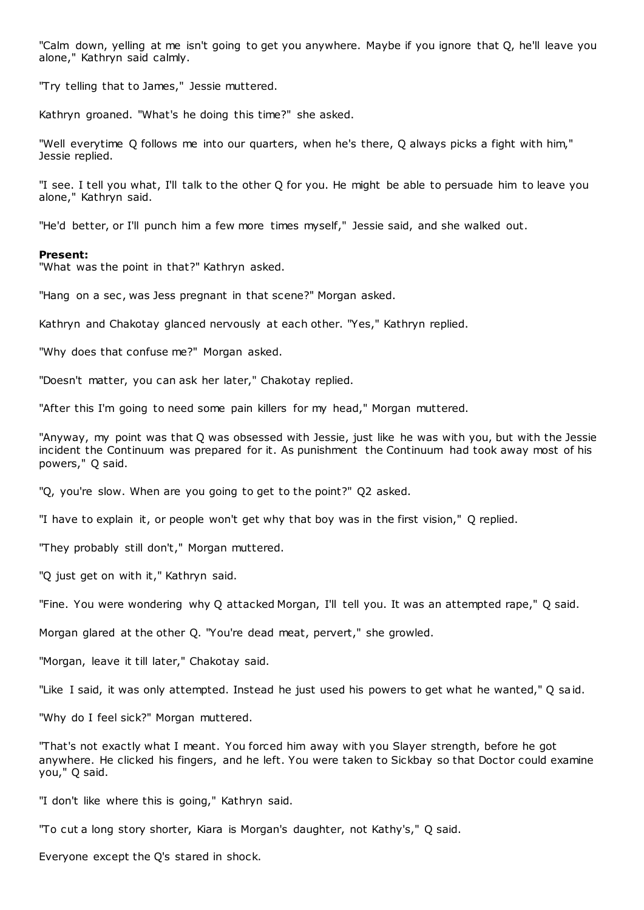"Calm down, yelling at me isn't going to get you anywhere. Maybe if you ignore that Q, he'll leave you alone," Kathryn said calmly.

"Try telling that to James," Jessie muttered.

Kathryn groaned. "What's he doing this time?" she asked.

"Well everytime Q follows me into our quarters, when he's there, Q always picks a fight with him," Jessie replied.

"I see. I tell you what, I'll talk to the other Q for you. He might be able to persuade him to leave you alone," Kathryn said.

"He'd better, or I'll punch him a few more times myself," Jessie said, and she walked out.

**Present:**
"What was the point in that?" Kathryn asked.

"Hang on a sec, was Jess pregnant in that scene?" Morgan asked.

Kathryn and Chakotay glanced nervously at each other. "Yes," Kathryn replied.

"Why does that confuse me?" Morgan asked.

"Doesn't matter, you can ask her later," Chakotay replied.

"After this I'm going to need some pain killers for my head," Morgan muttered.

"Anyway, my point was that Q was obsessed with Jessie, just like he was with you, but with the Jessie incident the Continuum was prepared for it. As punishment the Continuum had took away most of his powers," Q said.

"Q, you're slow. When are you going to get to the point?" Q2 asked.

"I have to explain it, or people won't get why that boy was in the first vision," Q replied.

"They probably still don't," Morgan muttered.

"Q just get on with it," Kathryn said.

"Fine. You were wondering why Q attacked Morgan, I'll tell you. It was an attempted rape," Q said.

Morgan glared at the other Q. "You're dead meat, pervert," she growled.

"Morgan, leave it till later," Chakotay said.

"Like I said, it was only attempted. Instead he just used his powers to get what he wanted," Q said.

"Why do I feel sick?" Morgan muttered.

"That's not exactly what I meant. You forced him away with you Slayer strength, before he got anywhere. He clicked his fingers, and he left. You were taken to Sickbay so that Doctor could examine you," Q said.

"I don't like where this is going," Kathryn said.

"To cut a long story shorter, Kiara is Morgan's daughter, not Kathy's," Q said.

Everyone except the Q's stared in shock.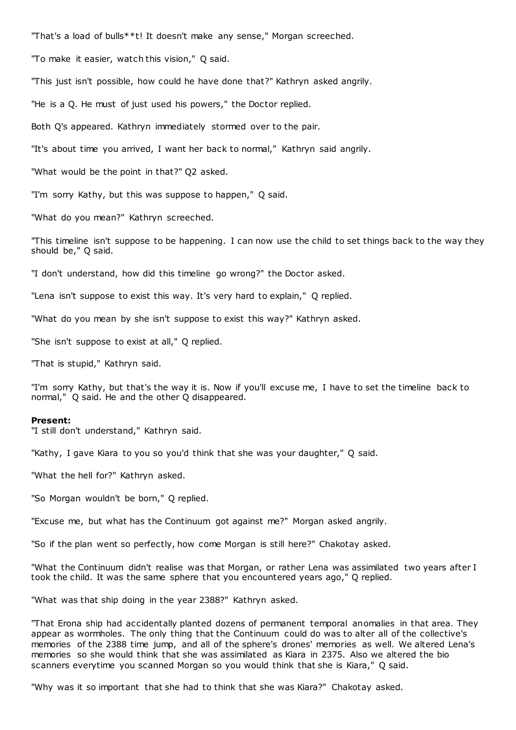"That's a load of bulls**t! It doesn't make any sense," Morgan screeched.

"To make it easier, watch this vision," Q said.

"This just isn't possible, how could he have done that?" Kathryn asked angrily.

"He is a Q. He must of just used his powers," the Doctor replied.

Both Q's appeared. Kathryn immediately stormed over to the pair.

"It's about time you arrived, I want her back to normal," Kathryn said angrily.

"What would be the point in that?" Q2 asked.

"I'm sorry Kathy, but this was suppose to happen," Q said.

"What do you mean?" Kathryn screeched.

"This timeline isn't suppose to be happening. I can now use the child to set things back to the way they should be," Q said.

"I don't understand, how did this timeline go wrong?" the Doctor asked.

"Lena isn't suppose to exist this way. It's very hard to explain," Q replied.

"What do you mean by she isn't suppose to exist this way?" Kathryn asked.

"She isn't suppose to exist at all," Q replied.

"That is stupid," Kathryn said.

"I'm sorry Kathy, but that's the way it is. Now if you'll excuse me, I have to set the timeline back to normal," Q said. He and the other Q disappeared.

**Present:**
"I still don't understand," Kathryn said.

"Kathy, I gave Kiara to you so you'd think that she was your daughter," Q said.

"What the hell for?" Kathryn asked.

"So Morgan wouldn't be born," Q replied.

"Excuse me, but what has the Continuum got against me?" Morgan asked angrily.

"So if the plan went so perfectly, how come Morgan is still here?" Chakotay asked.

"What the Continuum didn't realise was that Morgan, or rather Lena was assimilated two years after I took the child. It was the same sphere that you encountered years ago," Q replied.

"What was that ship doing in the year 2388?" Kathryn asked.

"That Erona ship had accidentally planted dozens of permanent temporal anomalies in that area. They appear as wormholes. The only thing that the Continuum could do was to alter all of the collective's memories of the 2388 time jump, and all of the sphere's drones' memories as well. We altered Lena's memories so she would think that she was assimilated as Kiara in 2375. Also we altered the bio scanners everytime you scanned Morgan so you would think that she is Kiara," Q said.

"Why was it so important that she had to think that she was Kiara?" Chakotay asked.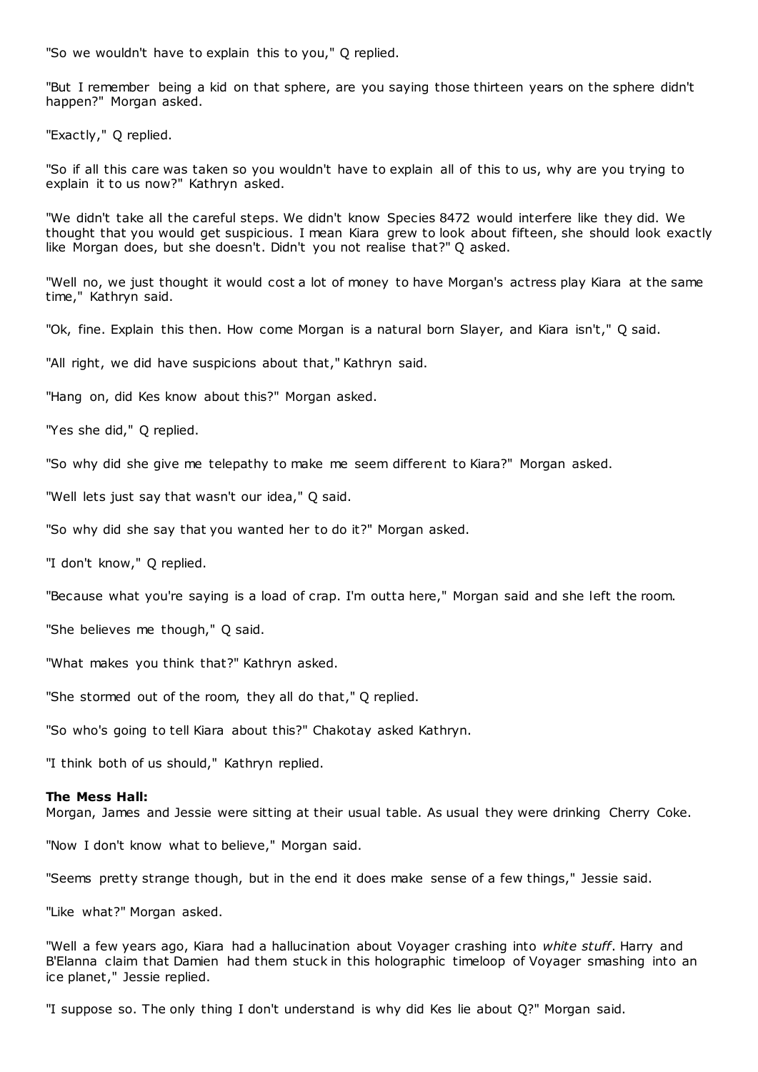"So we wouldn't have to explain this to you," Q replied.

"But I remember being a kid on that sphere, are you saying those thirteen years on the sphere didn't happen?" Morgan asked.

"Exactly," Q replied.

"So if all this care was taken so you wouldn't have to explain all of this to us, why are you trying to explain it to us now?" Kathryn asked.

"We didn't take all the careful steps. We didn't know Species 8472 would interfere like they did. We thought that you would get suspicious. I mean Kiara grew to look about fifteen, she should look exactly like Morgan does, but she doesn't. Didn't you not realise that?" Q asked.

"Well no, we just thought it would cost a lot of money to have Morgan's actress play Kiara at the same time," Kathryn said.

"Ok, fine. Explain this then. How come Morgan is a natural born Slayer, and Kiara isn't," Q said.

"All right, we did have suspicions about that," Kathryn said.

"Hang on, did Kes know about this?" Morgan asked.

"Yes she did," Q replied.

"So why did she give me telepathy to make me seem different to Kiara?" Morgan asked.

"Well lets just say that wasn't our idea," Q said.

"So why did she say that you wanted her to do it?" Morgan asked.

"I don't know," Q replied.

"Because what you're saying is a load of crap. I'm outta here," Morgan said and she left the room.

"She believes me though," Q said.

"What makes you think that?" Kathryn asked.

"She stormed out of the room, they all do that," Q replied.

"So who's going to tell Kiara about this?" Chakotay asked Kathryn.

"I think both of us should," Kathryn replied.

**The Mess Hall:**
Morgan, James and Jessie were sitting at their usual table. As usual they were drinking Cherry Coke.

"Now I don't know what to believe," Morgan said.

"Seems pretty strange though, but in the end it does make sense of a few things," Jessie said.

"Like what?" Morgan asked.

"Well a few years ago, Kiara had a hallucination about Voyager crashing into *white stuff*. Harry and B'Elanna claim that Damien had them stuck in this holographic timeloop of Voyager smashing into an ice planet," Jessie replied.

"I suppose so. The only thing I don't understand is why did Kes lie about Q?" Morgan said.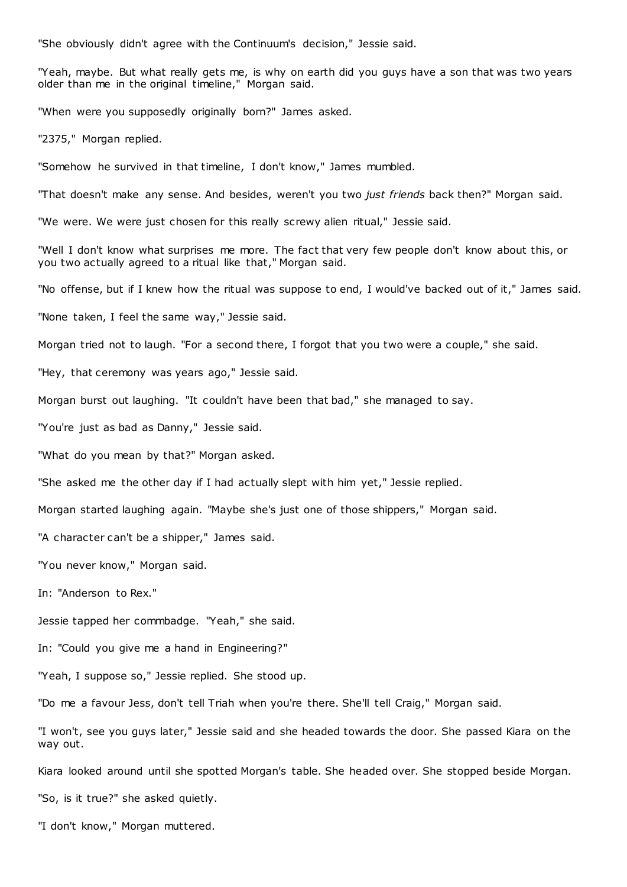"She obviously didn't agree with the Continuum's decision," Jessie said.

"Yeah, maybe. But what really gets me, is why on earth did you guys have a son that was two years older than me in the original timeline," Morgan said.

"When were you supposedly originally born?" James asked.

"2375," Morgan replied.

"Somehow he survived in that timeline, I don't know," James mumbled.

"That doesn't make any sense. And besides, weren't you two *just friends* back then?" Morgan said.

"We were. We were just chosen for this really screwy alien ritual," Jessie said.

"Well I don't know what surprises me more. The fact that very few people don't know about this, or you two actually agreed to a ritual like that," Morgan said.

"No offense, but if I knew how the ritual was suppose to end, I would've backed out of it," James said.

"None taken, I feel the same way," Jessie said.

Morgan tried not to laugh. "For a second there, I forgot that you two were a couple," she said.

"Hey, that ceremony was years ago," Jessie said.

Morgan burst out laughing. "It couldn't have been that bad," she managed to say.

"You're just as bad as Danny," Jessie said.

"What do you mean by that?" Morgan asked.

"She asked me the other day if I had actually slept with him yet," Jessie replied.

Morgan started laughing again. "Maybe she's just one of those shippers," Morgan said.

"A character can't be a shipper," James said.

"You never know," Morgan said.

In: "Anderson to Rex."

Jessie tapped her commbadge. "Yeah," she said.

In: "Could you give me a hand in Engineering?"

"Yeah, I suppose so," Jessie replied. She stood up.

"Do me a favour Jess, don't tell Triah when you're there. She'll tell Craig," Morgan said.

"I won't, see you guys later," Jessie said and she headed towards the door. She passed Kiara on the way out.

Kiara looked around until she spotted Morgan's table. She headed over. She stopped beside Morgan.

"So, is it true?" she asked quietly.

"I don't know," Morgan muttered.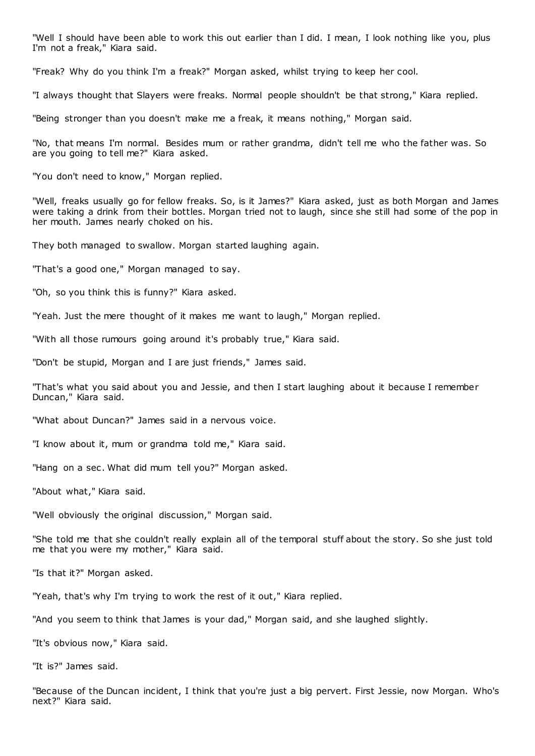"Well I should have been able to work this out earlier than I did. I mean, I look nothing like you, plus I'm not a freak," Kiara said.

"Freak? Why do you think I'm a freak?" Morgan asked, whilst trying to keep her cool.

"I always thought that Slayers were freaks. Normal people shouldn't be that strong," Kiara replied.

"Being stronger than you doesn't make me a freak, it means nothing," Morgan said.

"No, that means I'm normal. Besides mum or rather grandma, didn't tell me who the father was. So are you going to tell me?" Kiara asked.

"You don't need to know," Morgan replied.

"Well, freaks usually go for fellow freaks. So, is it James?" Kiara asked, just as both Morgan and James were taking a drink from their bottles. Morgan tried not to laugh, since she still had some of the pop in her mouth. James nearly choked on his.

They both managed to swallow. Morgan started laughing again.

"That's a good one," Morgan managed to say.

"Oh, so you think this is funny?" Kiara asked.

"Yeah. Just the mere thought of it makes me want to laugh," Morgan replied.

"With all those rumours going around it's probably true," Kiara said.

"Don't be stupid, Morgan and I are just friends," James said.

"That's what you said about you and Jessie, and then I start laughing about it because I remember Duncan," Kiara said.

"What about Duncan?" James said in a nervous voice.

"I know about it, mum or grandma told me," Kiara said.

"Hang on a sec. What did mum tell you?" Morgan asked.

"About what," Kiara said.

"Well obviously the original discussion," Morgan said.

"She told me that she couldn't really explain all of the temporal stuff about the story. So she just told me that you were my mother," Kiara said.

"Is that it?" Morgan asked.

"Yeah, that's why I'm trying to work the rest of it out," Kiara replied.

"And you seem to think that James is your dad," Morgan said, and she laughed slightly.

"It's obvious now," Kiara said.

"It is?" James said.

"Because of the Duncan incident, I think that you're just a big pervert. First Jessie, now Morgan. Who's next?" Kiara said.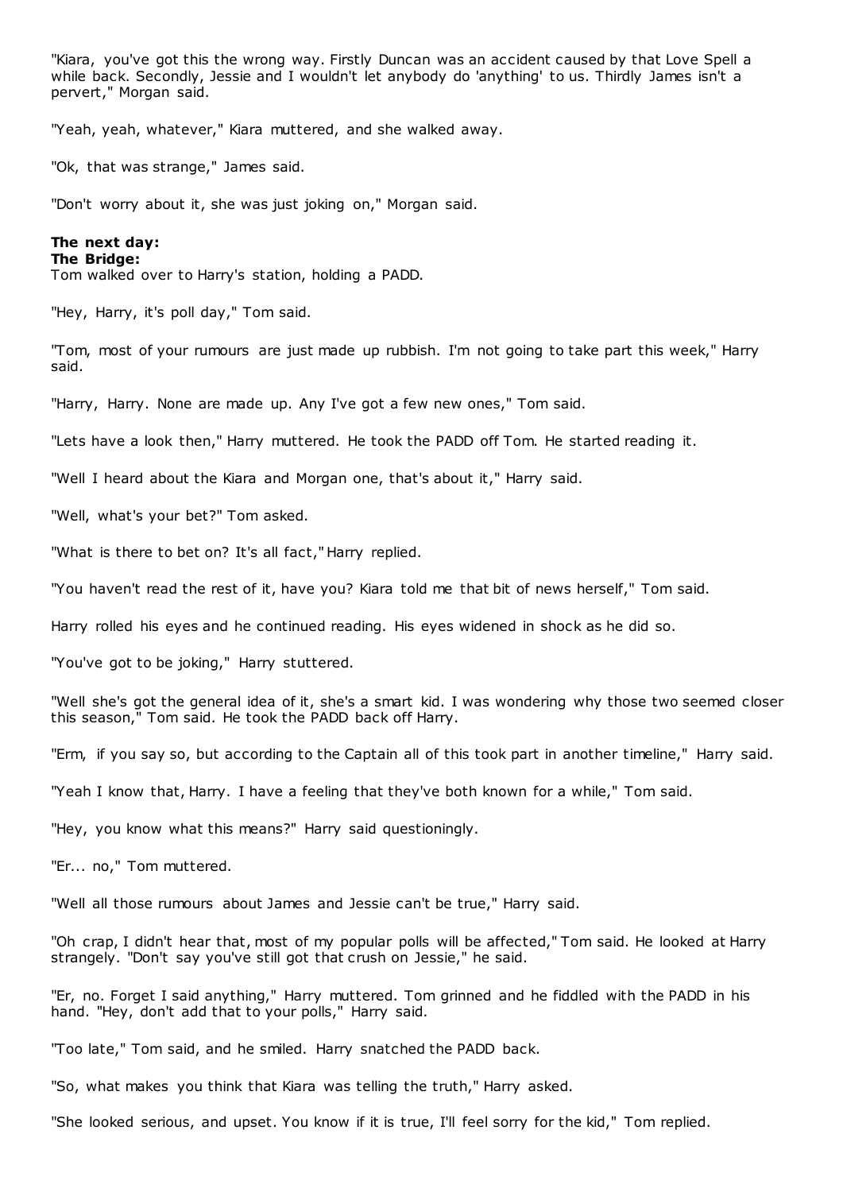"Kiara, you've got this the wrong way. Firstly Duncan was an accident caused by that Love Spell a while back. Secondly, Jessie and I wouldn't let anybody do 'anything' to us. Thirdly James isn't a pervert," Morgan said.

"Yeah, yeah, whatever," Kiara muttered, and she walked away.

"Ok, that was strange," James said.

"Don't worry about it, she was just joking on," Morgan said.

**The next day:**
**The Bridge:**
Tom walked over to Harry's station, holding a PADD.

"Hey, Harry, it's poll day," Tom said.

"Tom, most of your rumours are just made up rubbish. I'm not going to take part this week," Harry said.

"Harry, Harry. None are made up. Any I've got a few new ones," Tom said.

"Lets have a look then," Harry muttered. He took the PADD off Tom. He started reading it.

"Well I heard about the Kiara and Morgan one, that's about it," Harry said.

"Well, what's your bet?" Tom asked.

"What is there to bet on? It's all fact," Harry replied.

"You haven't read the rest of it, have you? Kiara told me that bit of news herself," Tom said.

Harry rolled his eyes and he continued reading. His eyes widened in shock as he did so.

"You've got to be joking," Harry stuttered.

"Well she's got the general idea of it, she's a smart kid. I was wondering why those two seemed closer this season," Tom said. He took the PADD back off Harry.

"Erm, if you say so, but according to the Captain all of this took part in another timeline," Harry said.

"Yeah I know that, Harry. I have a feeling that they've both known for a while," Tom said.

"Hey, you know what this means?" Harry said questioningly.

"Er... no," Tom muttered.

"Well all those rumours about James and Jessie can't be true," Harry said.

"Oh crap, I didn't hear that, most of my popular polls will be affected," Tom said. He looked at Harry strangely. "Don't say you've still got that crush on Jessie," he said.

"Er, no. Forget I said anything," Harry muttered. Tom grinned and he fiddled with the PADD in his hand. "Hey, don't add that to your polls," Harry said.

"Too late," Tom said, and he smiled. Harry snatched the PADD back.

"So, what makes you think that Kiara was telling the truth," Harry asked.

"She looked serious, and upset. You know if it is true, I'll feel sorry for the kid," Tom replied.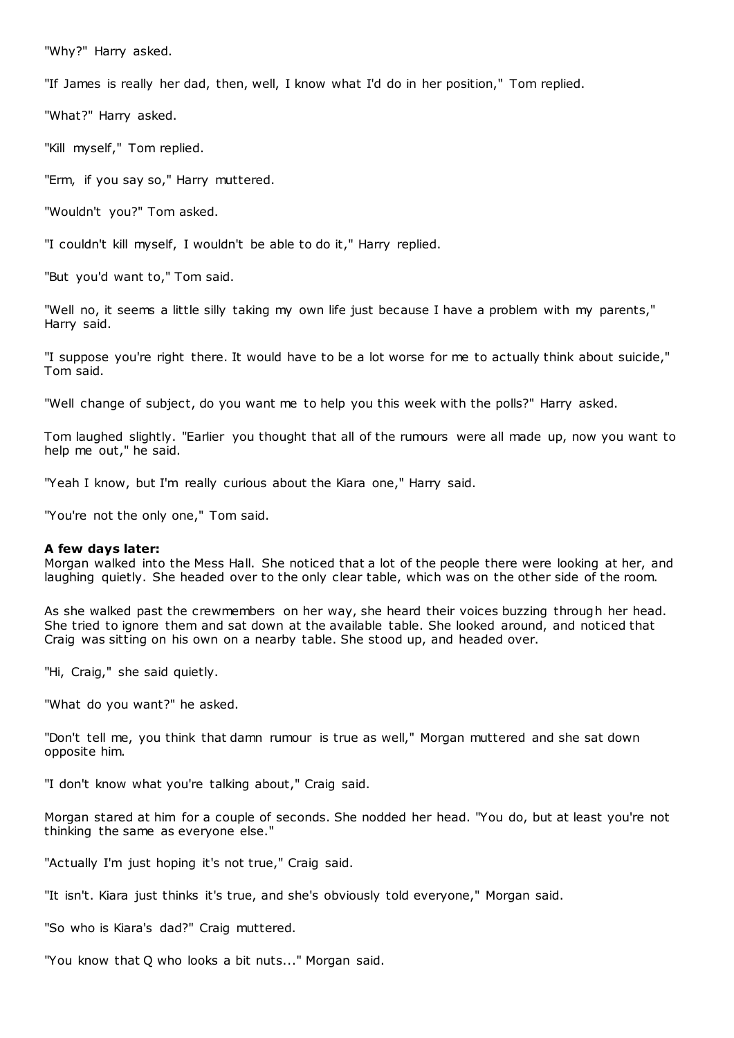"Why?" Harry asked.

"If James is really her dad, then, well, I know what I'd do in her position," Tom replied.

"What?" Harry asked.

"Kill myself," Tom replied.

"Erm, if you say so," Harry muttered.

"Wouldn't you?" Tom asked.

"I couldn't kill myself, I wouldn't be able to do it," Harry replied.

"But you'd want to," Tom said.

"Well no, it seems a little silly taking my own life just because I have a problem with my parents," Harry said.

"I suppose you're right there. It would have to be a lot worse for me to actually think about suicide," Tom said.

"Well change of subject, do you want me to help you this week with the polls?" Harry asked.

Tom laughed slightly. "Earlier you thought that all of the rumours were all made up, now you want to help me out," he said.

"Yeah I know, but I'm really curious about the Kiara one," Harry said.

"You're not the only one," Tom said.

**A few days later:**
Morgan walked into the Mess Hall. She noticed that a lot of the people there were looking at her, and laughing quietly. She headed over to the only clear table, which was on the other side of the room.

As she walked past the crewmembers on her way, she heard their voices buzzing through her head. She tried to ignore them and sat down at the available table. She looked around, and noticed that Craig was sitting on his own on a nearby table. She stood up, and headed over.

"Hi, Craig," she said quietly.

"What do you want?" he asked.

"Don't tell me, you think that damn rumour is true as well," Morgan muttered and she sat down opposite him.

"I don't know what you're talking about," Craig said.

Morgan stared at him for a couple of seconds. She nodded her head. "You do, but at least you're not thinking the same as everyone else."

"Actually I'm just hoping it's not true," Craig said.

"It isn't. Kiara just thinks it's true, and she's obviously told everyone," Morgan said.

"So who is Kiara's dad?" Craig muttered.

"You know that Q who looks a bit nuts..." Morgan said.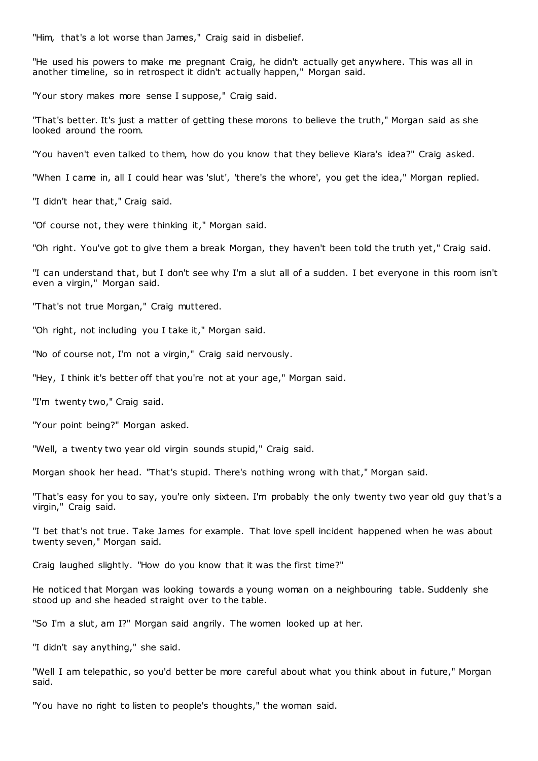"Him, that's a lot worse than James," Craig said in disbelief.

"He used his powers to make me pregnant Craig, he didn't actually get anywhere. This was all in another timeline, so in retrospect it didn't actually happen," Morgan said.

"Your story makes more sense I suppose," Craig said.

"That's better. It's just a matter of getting these morons to believe the truth," Morgan said as she looked around the room.

"You haven't even talked to them, how do you know that they believe Kiara's idea?" Craig asked.

"When I came in, all I could hear was 'slut', 'there's the whore', you get the idea," Morgan replied.

"I didn't hear that," Craig said.

"Of course not, they were thinking it," Morgan said.

"Oh right. You've got to give them a break Morgan, they haven't been told the truth yet," Craig said.

"I can understand that, but I don't see why I'm a slut all of a sudden. I bet everyone in this room isn't even a virgin," Morgan said.

"That's not true Morgan," Craig muttered.

"Oh right, not including you I take it," Morgan said.

"No of course not, I'm not a virgin," Craig said nervously.

"Hey, I think it's better off that you're not at your age," Morgan said.

"I'm twenty two," Craig said.

"Your point being?" Morgan asked.

"Well, a twenty two year old virgin sounds stupid," Craig said.

Morgan shook her head. "That's stupid. There's nothing wrong with that," Morgan said.

"That's easy for you to say, you're only sixteen. I'm probably the only twenty two year old guy that's a virgin," Craig said.

"I bet that's not true. Take James for example. That love spell incident happened when he was about twenty seven," Morgan said.

Craig laughed slightly. "How do you know that it was the first time?"

He noticed that Morgan was looking towards a young woman on a neighbouring table. Suddenly she stood up and she headed straight over to the table.

"So I'm a slut, am I?" Morgan said angrily. The women looked up at her.

"I didn't say anything," she said.

"Well I am telepathic, so you'd better be more careful about what you think about in future," Morgan said.

"You have no right to listen to people's thoughts," the woman said.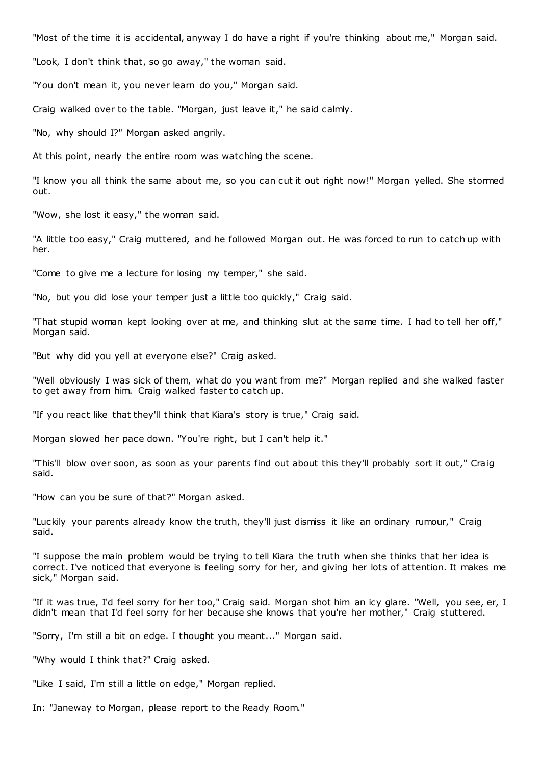"Most of the time it is accidental, anyway I do have a right if you're thinking about me," Morgan said.

"Look, I don't think that, so go away," the woman said.

"You don't mean it, you never learn do you," Morgan said.

Craig walked over to the table. "Morgan, just leave it," he said calmly.

"No, why should I?" Morgan asked angrily.

At this point, nearly the entire room was watching the scene.

"I know you all think the same about me, so you can cut it out right now!" Morgan yelled. She stormed out.

"Wow, she lost it easy," the woman said.

"A little too easy," Craig muttered, and he followed Morgan out. He was forced to run to catch up with her.

"Come to give me a lecture for losing my temper," she said.

"No, but you did lose your temper just a little too quickly," Craig said.

"That stupid woman kept looking over at me, and thinking slut at the same time. I had to tell her off," Morgan said.

"But why did you yell at everyone else?" Craig asked.

"Well obviously I was sick of them, what do you want from me?" Morgan replied and she walked faster to get away from him. Craig walked faster to catch up.

"If you react like that they'll think that Kiara's story is true," Craig said.

Morgan slowed her pace down. "You're right, but I can't help it."

"This'll blow over soon, as soon as your parents find out about this they'll probably sort it out," Craig said.

"How can you be sure of that?" Morgan asked.

"Luckily your parents already know the truth, they'll just dismiss it like an ordinary rumour," Craig said.

"I suppose the main problem would be trying to tell Kiara the truth when she thinks that her idea is correct. I've noticed that everyone is feeling sorry for her, and giving her lots of attention. It makes me sick," Morgan said.

"If it was true, I'd feel sorry for her too," Craig said. Morgan shot him an icy glare. "Well, you see, er, I didn't mean that I'd feel sorry for her because she knows that you're her mother," Craig stuttered.

"Sorry, I'm still a bit on edge. I thought you meant..." Morgan said.

"Why would I think that?" Craig asked.

"Like I said, I'm still a little on edge," Morgan replied.

In: "Janeway to Morgan, please report to the Ready Room."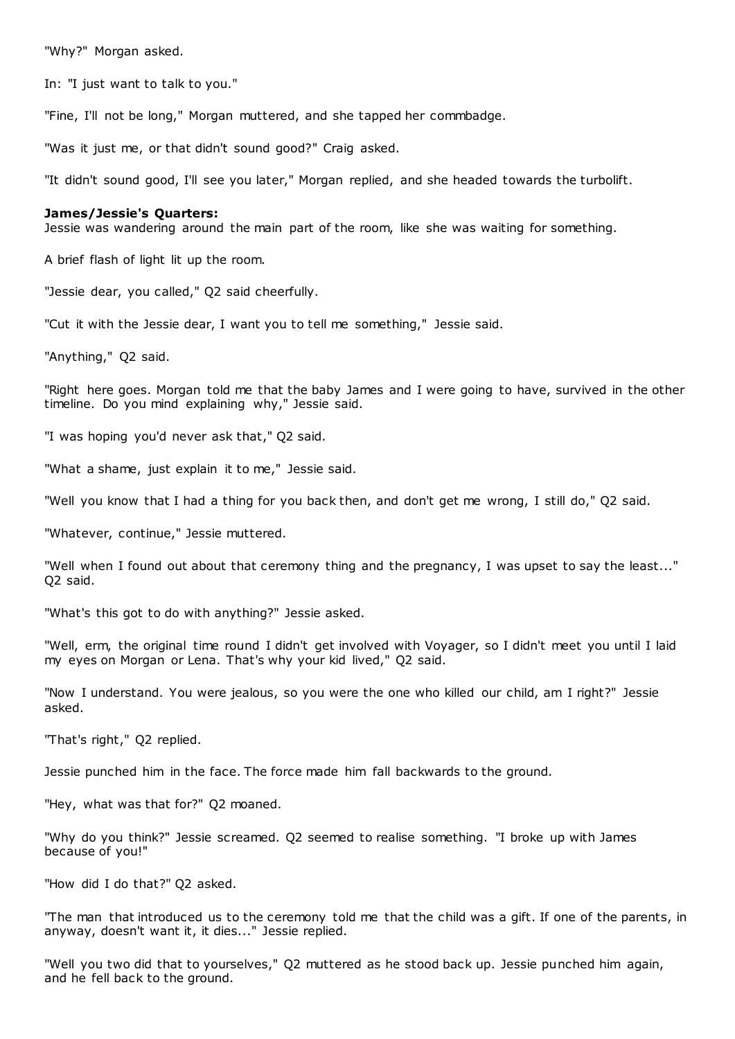"Why?" Morgan asked.

In: "I just want to talk to you."

"Fine, I'll not be long," Morgan muttered, and she tapped her commbadge.

"Was it just me, or that didn't sound good?" Craig asked.

"It didn't sound good, I'll see you later," Morgan replied, and she headed towards the turbolift.

**James/Jessie's Quarters:**
Jessie was wandering around the main part of the room, like she was waiting for something.

A brief flash of light lit up the room.

"Jessie dear, you called," Q2 said cheerfully.

"Cut it with the Jessie dear, I want you to tell me something," Jessie said.

"Anything," Q2 said.

"Right here goes. Morgan told me that the baby James and I were going to have, survived in the other timeline. Do you mind explaining why," Jessie said.

"I was hoping you'd never ask that," Q2 said.

"What a shame, just explain it to me," Jessie said.

"Well you know that I had a thing for you back then, and don't get me wrong, I still do," Q2 said.

"Whatever, continue," Jessie muttered.

"Well when I found out about that ceremony thing and the pregnancy, I was upset to say the least..." Q2 said.

"What's this got to do with anything?" Jessie asked.

"Well, erm, the original time round I didn't get involved with Voyager, so I didn't meet you until I laid my eyes on Morgan or Lena. That's why your kid lived," Q2 said.

"Now I understand. You were jealous, so you were the one who killed our child, am I right?" Jessie asked.

"That's right," Q2 replied.

Jessie punched him in the face. The force made him fall backwards to the ground.

"Hey, what was that for?" Q2 moaned.

"Why do you think?" Jessie screamed. Q2 seemed to realise something. "I broke up with James because of you!"

"How did I do that?" Q2 asked.

"The man that introduced us to the ceremony told me that the child was a gift. If one of the parents, in anyway, doesn't want it, it dies..." Jessie replied.

"Well you two did that to yourselves," Q2 muttered as he stood back up. Jessie punched him again, and he fell back to the ground.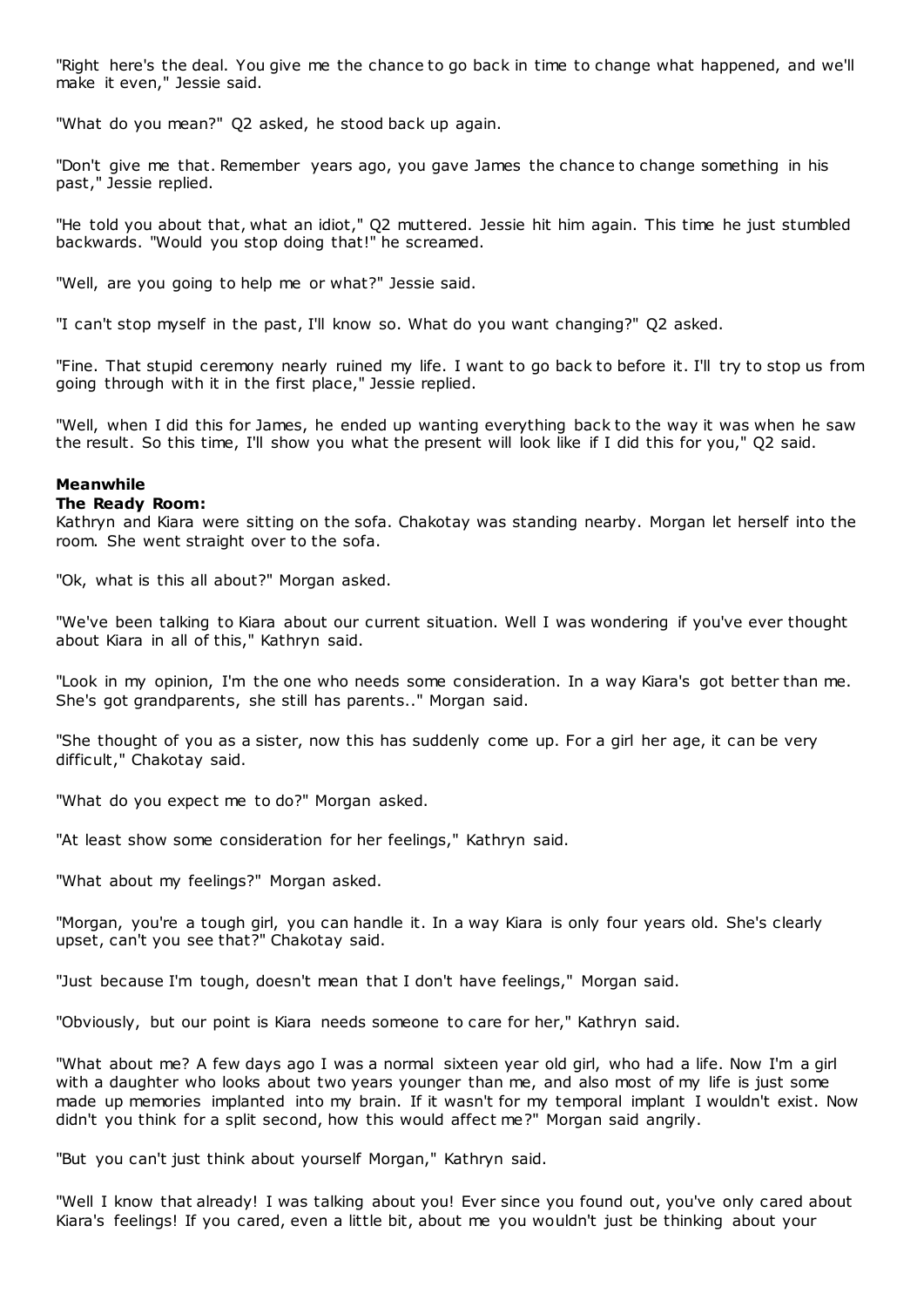"Right here's the deal. You give me the chance to go back in time to change what happened, and we'll make it even," Jessie said.

"What do you mean?" Q2 asked, he stood back up again.

"Don't give me that. Remember years ago, you gave James the chance to change something in his past," Jessie replied.

"He told you about that, what an idiot," Q2 muttered. Jessie hit him again. This time he just stumbled backwards. "Would you stop doing that!" he screamed.

"Well, are you going to help me or what?" Jessie said.

"I can't stop myself in the past, I'll know so. What do you want changing?" Q2 asked.

"Fine. That stupid ceremony nearly ruined my life. I want to go back to before it. I'll try to stop us from going through with it in the first place," Jessie replied.

"Well, when I did this for James, he ended up wanting everything back to the way it was when he saw the result. So this time, I'll show you what the present will look like if I did this for you," Q2 said.

**Meanwhile**
**The Ready Room:**
Kathryn and Kiara were sitting on the sofa. Chakotay was standing nearby. Morgan let herself into the room. She went straight over to the sofa.

"Ok, what is this all about?" Morgan asked.

"We've been talking to Kiara about our current situation. Well I was wondering if you've ever thought about Kiara in all of this," Kathryn said.

"Look in my opinion, I'm the one who needs some consideration. In a way Kiara's got better than me. She's got grandparents, she still has parents.." Morgan said.

"She thought of you as a sister, now this has suddenly come up. For a girl her age, it can be very difficult," Chakotay said.

"What do you expect me to do?" Morgan asked.

"At least show some consideration for her feelings," Kathryn said.

"What about my feelings?" Morgan asked.

"Morgan, you're a tough girl, you can handle it. In a way Kiara is only four years old. She's clearly upset, can't you see that?" Chakotay said.

"Just because I'm tough, doesn't mean that I don't have feelings," Morgan said.

"Obviously, but our point is Kiara needs someone to care for her," Kathryn said.

"What about me? A few days ago I was a normal sixteen year old girl, who had a life. Now I'm a girl with a daughter who looks about two years younger than me, and also most of my life is just some made up memories implanted into my brain. If it wasn't for my temporal implant I wouldn't exist. Now didn't you think for a split second, how this would affect me?" Morgan said angrily.

"But you can't just think about yourself Morgan," Kathryn said.

"Well I know that already! I was talking about you! Ever since you found out, you've only cared about Kiara's feelings! If you cared, even a little bit, about me you wouldn't just be thinking about your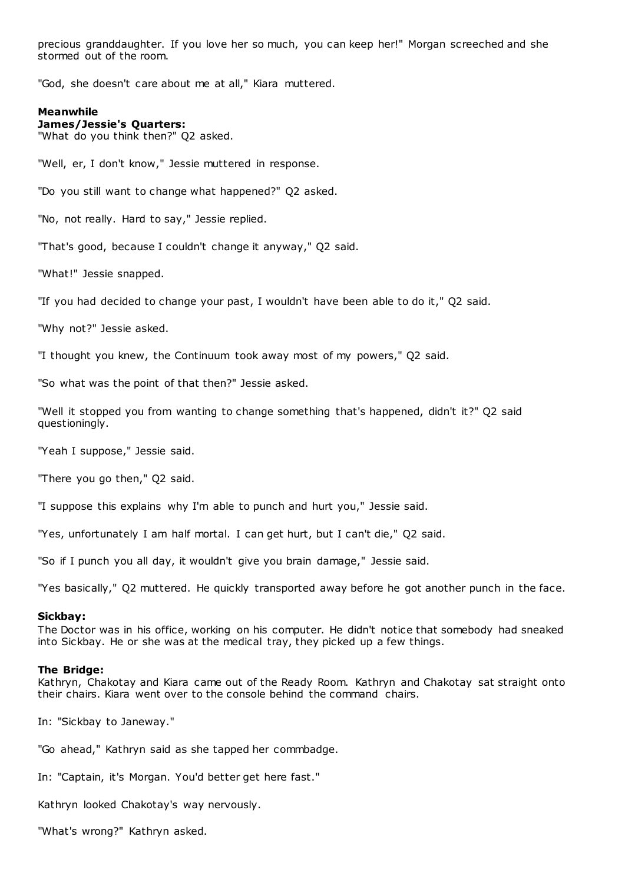precious granddaughter. If you love her so much, you can keep her!" Morgan screeched and she stormed out of the room.

"God, she doesn't care about me at all," Kiara muttered.

**Meanwhile**
**James/Jessie's Quarters:**
"What do you think then?" Q2 asked.

"Well, er, I don't know," Jessie muttered in response.

"Do you still want to change what happened?" Q2 asked.

"No, not really. Hard to say," Jessie replied.

"That's good, because I couldn't change it anyway," Q2 said.

"What!" Jessie snapped.

"If you had decided to change your past, I wouldn't have been able to do it," Q2 said.

"Why not?" Jessie asked.

"I thought you knew, the Continuum took away most of my powers," Q2 said.

"So what was the point of that then?" Jessie asked.

"Well it stopped you from wanting to change something that's happened, didn't it?" Q2 said questioningly.

"Yeah I suppose," Jessie said.

"There you go then," Q2 said.

"I suppose this explains why I'm able to punch and hurt you," Jessie said.

"Yes, unfortunately I am half mortal. I can get hurt, but I can't die," Q2 said.

"So if I punch you all day, it wouldn't give you brain damage," Jessie said.

"Yes basically," Q2 muttered. He quickly transported away before he got another punch in the face.

**Sickbay:**
The Doctor was in his office, working on his computer. He didn't notice that somebody had sneaked into Sickbay. He or she was at the medical tray, they picked up a few things.

**The Bridge:**
Kathryn, Chakotay and Kiara came out of the Ready Room. Kathryn and Chakotay sat straight onto their chairs. Kiara went over to the console behind the command chairs.

In: "Sickbay to Janeway."

"Go ahead," Kathryn said as she tapped her commbadge.

In: "Captain, it's Morgan. You'd better get here fast."

Kathryn looked Chakotay's way nervously.

"What's wrong?" Kathryn asked.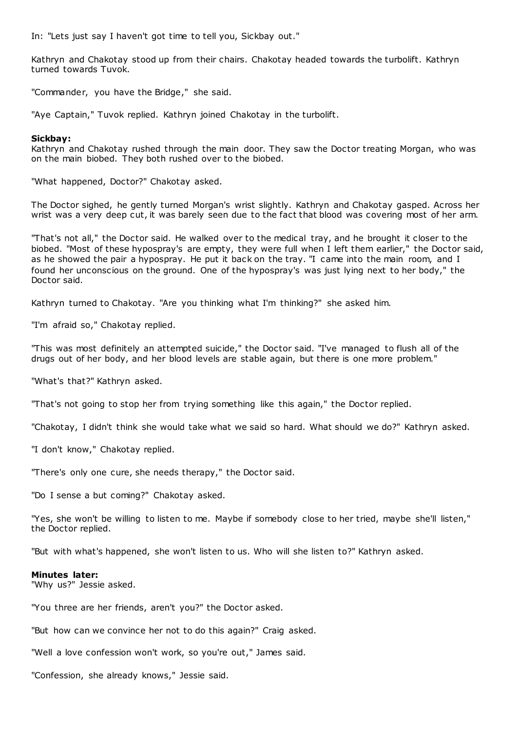In: "Lets just say I haven't got time to tell you, Sickbay out."

Kathryn and Chakotay stood up from their chairs. Chakotay headed towards the turbolift. Kathryn turned towards Tuvok.

"Commander, you have the Bridge," she said.

"Aye Captain," Tuvok replied. Kathryn joined Chakotay in the turbolift.

**Sickbay:**
Kathryn and Chakotay rushed through the main door. They saw the Doctor treating Morgan, who was on the main biobed. They both rushed over to the biobed.

"What happened, Doctor?" Chakotay asked.

The Doctor sighed, he gently turned Morgan's wrist slightly. Kathryn and Chakotay gasped. Across her wrist was a very deep cut, it was barely seen due to the fact that blood was covering most of her arm.

"That's not all," the Doctor said. He walked over to the medical tray, and he brought it closer to the biobed. "Most of these hypospray's are empty, they were full when I left them earlier," the Doctor said, as he showed the pair a hypospray. He put it back on the tray. "I came into the main room, and I found her unconscious on the ground. One of the hypospray's was just lying next to her body," the Doctor said.

Kathryn turned to Chakotay. "Are you thinking what I'm thinking?" she asked him.

"I'm afraid so," Chakotay replied.

"This was most definitely an attempted suicide," the Doctor said. "I've managed to flush all of the drugs out of her body, and her blood levels are stable again, but there is one more problem."

"What's that?" Kathryn asked.

"That's not going to stop her from trying something like this again," the Doctor replied.

"Chakotay, I didn't think she would take what we said so hard. What should we do?" Kathryn asked.

"I don't know," Chakotay replied.

"There's only one cure, she needs therapy," the Doctor said.

"Do I sense a but coming?" Chakotay asked.

"Yes, she won't be willing to listen to me. Maybe if somebody close to her tried, maybe she'll listen," the Doctor replied.

"But with what's happened, she won't listen to us. Who will she listen to?" Kathryn asked.

**Minutes later:**
"Why us?" Jessie asked.

"You three are her friends, aren't you?" the Doctor asked.

"But how can we convince her not to do this again?" Craig asked.

"Well a love confession won't work, so you're out," James said.

"Confession, she already knows," Jessie said.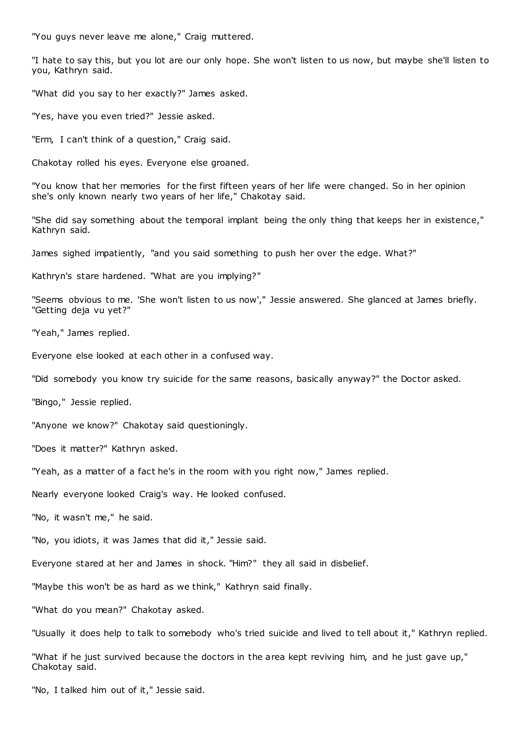"You guys never leave me alone," Craig muttered.

"I hate to say this, but you lot are our only hope. She won't listen to us now, but maybe she'll listen to you, Kathryn said.

"What did you say to her exactly?" James asked.

"Yes, have you even tried?" Jessie asked.

"Erm, I can't think of a question," Craig said.

Chakotay rolled his eyes. Everyone else groaned.

"You know that her memories for the first fifteen years of her life were changed. So in her opinion she's only known nearly two years of her life," Chakotay said.

"She did say something about the temporal implant being the only thing that keeps her in existence," Kathryn said.

James sighed impatiently, "and you said something to push her over the edge. What?"

Kathryn's stare hardened. "What are you implying?"

"Seems obvious to me. 'She won't listen to us now'," Jessie answered. She glanced at James briefly. "Getting deja vu yet?"

"Yeah," James replied.

Everyone else looked at each other in a confused way.

"Did somebody you know try suicide for the same reasons, basically anyway?" the Doctor asked.

"Bingo," Jessie replied.

"Anyone we know?" Chakotay said questioningly.

"Does it matter?" Kathryn asked.

"Yeah, as a matter of a fact he's in the room with you right now," James replied.

Nearly everyone looked Craig's way. He looked confused.

"No, it wasn't me," he said.

"No, you idiots, it was James that did it," Jessie said.

Everyone stared at her and James in shock. "Him?" they all said in disbelief.

"Maybe this won't be as hard as we think," Kathryn said finally.

"What do you mean?" Chakotay asked.

"Usually it does help to talk to somebody who's tried suicide and lived to tell about it," Kathryn replied.

"What if he just survived because the doctors in the area kept reviving him, and he just gave up," Chakotay said.

"No, I talked him out of it," Jessie said.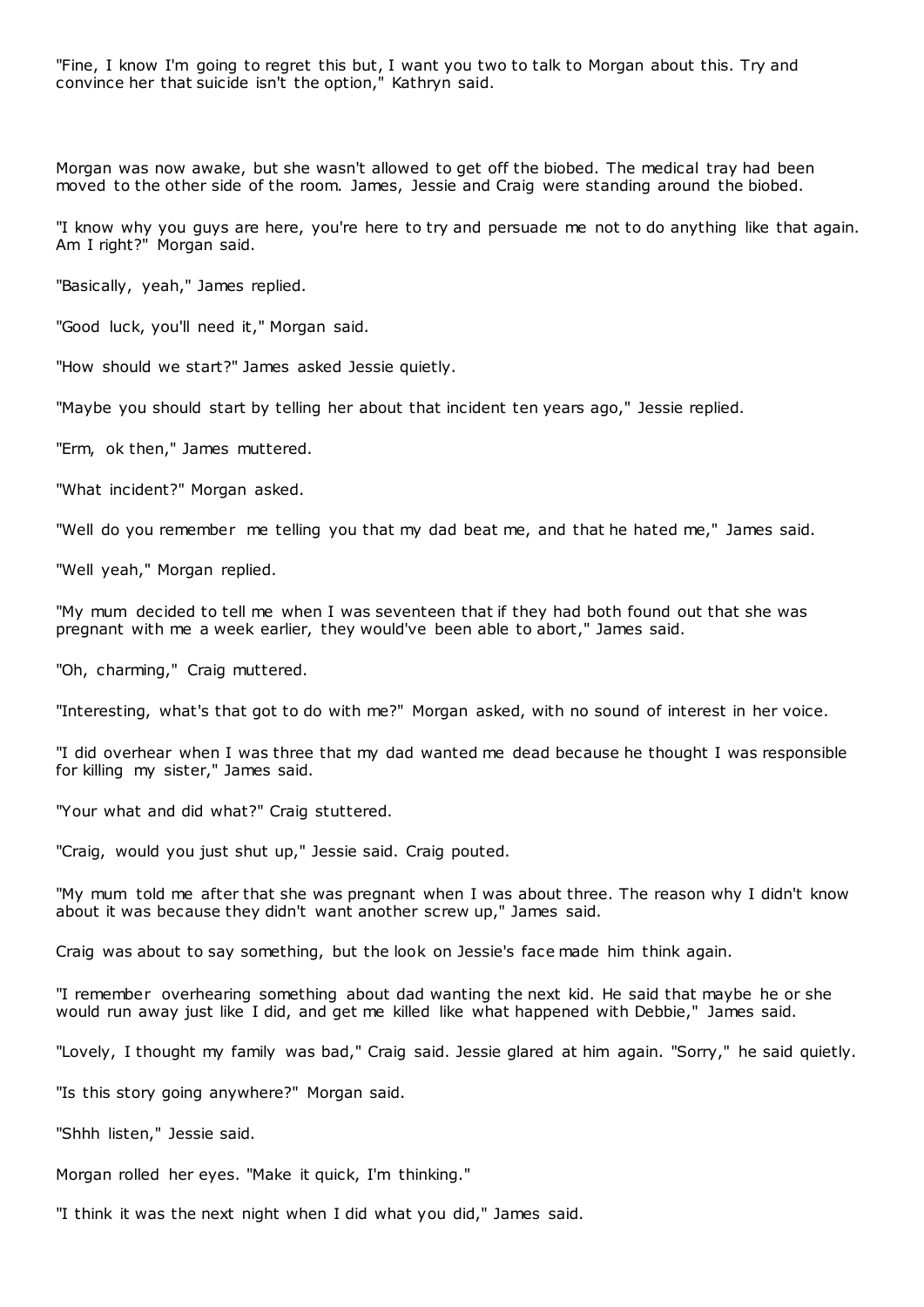"Fine, I know I'm going to regret this but, I want you two to talk to Morgan about this. Try and convince her that suicide isn't the option," Kathryn said.

Morgan was now awake, but she wasn't allowed to get off the biobed. The medical tray had been moved to the other side of the room. James, Jessie and Craig were standing around the biobed.

"I know why you guys are here, you're here to try and persuade me not to do anything like that again. Am I right?" Morgan said.

"Basically, yeah," James replied.

"Good luck, you'll need it," Morgan said.

"How should we start?" James asked Jessie quietly.

"Maybe you should start by telling her about that incident ten years ago," Jessie replied.

"Erm, ok then," James muttered.

"What incident?" Morgan asked.

"Well do you remember me telling you that my dad beat me, and that he hated me," James said.

"Well yeah," Morgan replied.

"My mum decided to tell me when I was seventeen that if they had both found out that she was pregnant with me a week earlier, they would've been able to abort," James said.

"Oh, charming," Craig muttered.

"Interesting, what's that got to do with me?" Morgan asked, with no sound of interest in her voice.

"I did overhear when I was three that my dad wanted me dead because he thought I was responsible for killing my sister," James said.

"Your what and did what?" Craig stuttered.

"Craig, would you just shut up," Jessie said. Craig pouted.

"My mum told me after that she was pregnant when I was about three. The reason why I didn't know about it was because they didn't want another screw up," James said.

Craig was about to say something, but the look on Jessie's face made him think again.

"I remember overhearing something about dad wanting the next kid. He said that maybe he or she would run away just like I did, and get me killed like what happened with Debbie," James said.

"Lovely, I thought my family was bad," Craig said. Jessie glared at him again. "Sorry," he said quietly.

"Is this story going anywhere?" Morgan said.

"Shhh listen," Jessie said.

Morgan rolled her eyes. "Make it quick, I'm thinking."

"I think it was the next night when I did what you did," James said.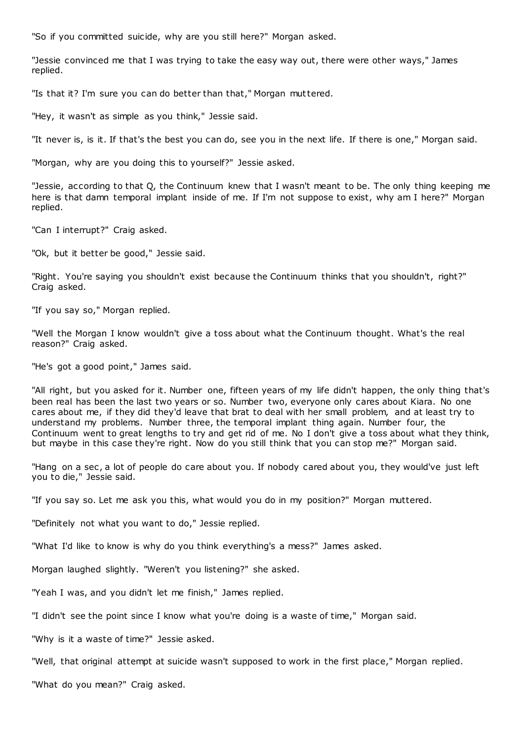"So if you committed suicide, why are you still here?" Morgan asked.

"Jessie convinced me that I was trying to take the easy way out, there were other ways," James replied.

"Is that it? I'm sure you can do better than that," Morgan muttered.

"Hey, it wasn't as simple as you think," Jessie said.

"It never is, is it. If that's the best you can do, see you in the next life. If there is one," Morgan said.

"Morgan, why are you doing this to yourself?" Jessie asked.

"Jessie, according to that Q, the Continuum knew that I wasn't meant to be. The only thing keeping me here is that damn temporal implant inside of me. If I'm not suppose to exist, why am I here?" Morgan replied.

"Can I interrupt?" Craig asked.

"Ok, but it better be good," Jessie said.

"Right. You're saying you shouldn't exist because the Continuum thinks that you shouldn't, right?" Craig asked.

"If you say so," Morgan replied.

"Well the Morgan I know wouldn't give a toss about what the Continuum thought. What's the real reason?" Craig asked.

"He's got a good point," James said.

"All right, but you asked for it. Number one, fifteen years of my life didn't happen, the only thing that's been real has been the last two years or so. Number two, everyone only cares about Kiara. No one cares about me, if they did they'd leave that brat to deal with her small problem, and at least try to understand my problems. Number three, the temporal implant thing again. Number four, the Continuum went to great lengths to try and get rid of me. No I don't give a toss about what they think, but maybe in this case they're right. Now do you still think that you can stop me?" Morgan said.

"Hang on a sec, a lot of people do care about you. If nobody cared about you, they would've just left you to die," Jessie said.

"If you say so. Let me ask you this, what would you do in my position?" Morgan muttered.

"Definitely not what you want to do," Jessie replied.

"What I'd like to know is why do you think everything's a mess?" James asked.

Morgan laughed slightly. "Weren't you listening?" she asked.

"Yeah I was, and you didn't let me finish," James replied.

"I didn't see the point since I know what you're doing is a waste of time," Morgan said.

"Why is it a waste of time?" Jessie asked.

"Well, that original attempt at suicide wasn't supposed to work in the first place," Morgan replied.

"What do you mean?" Craig asked.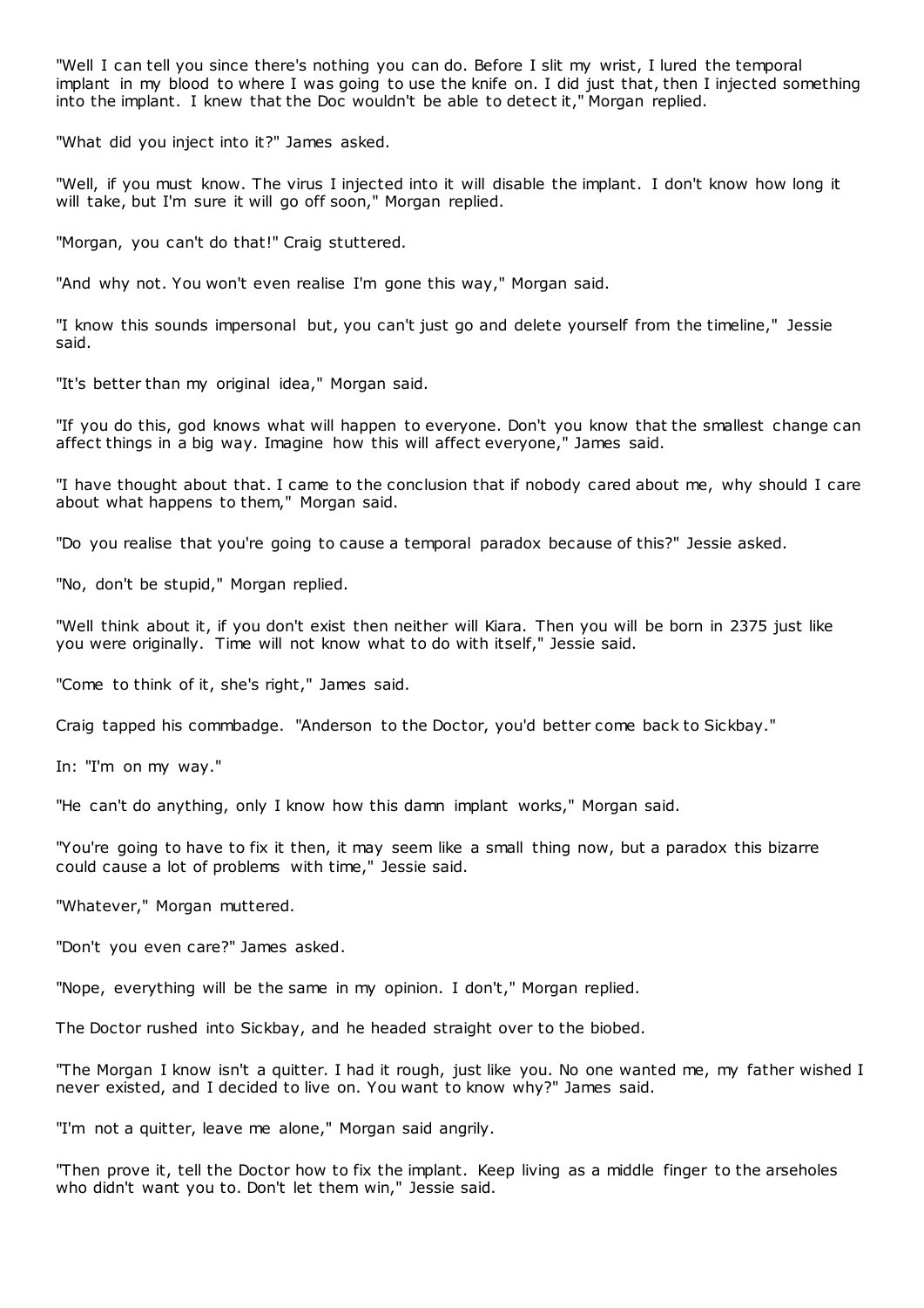"Well I can tell you since there's nothing you can do. Before I slit my wrist, I lured the temporal implant in my blood to where I was going to use the knife on. I did just that, then I injected something into the implant. I knew that the Doc wouldn't be able to detect it," Morgan replied.

"What did you inject into it?" James asked.

"Well, if you must know. The virus I injected into it will disable the implant. I don't know how long it will take, but I'm sure it will go off soon," Morgan replied.

"Morgan, you can't do that!" Craig stuttered.

"And why not. You won't even realise I'm gone this way," Morgan said.

"I know this sounds impersonal but, you can't just go and delete yourself from the timeline," Jessie said.

"It's better than my original idea," Morgan said.

"If you do this, god knows what will happen to everyone. Don't you know that the smallest change can affect things in a big way. Imagine how this will affect everyone," James said.

"I have thought about that. I came to the conclusion that if nobody cared about me, why should I care about what happens to them," Morgan said.

"Do you realise that you're going to cause a temporal paradox because of this?" Jessie asked.

"No, don't be stupid," Morgan replied.

"Well think about it, if you don't exist then neither will Kiara. Then you will be born in 2375 just like you were originally. Time will not know what to do with itself," Jessie said.

"Come to think of it, she's right," James said.

Craig tapped his commbadge. "Anderson to the Doctor, you'd better come back to Sickbay."

In: "I'm on my way."

"He can't do anything, only I know how this damn implant works," Morgan said.

"You're going to have to fix it then, it may seem like a small thing now, but a paradox this bizarre could cause a lot of problems with time," Jessie said.

"Whatever," Morgan muttered.

"Don't you even care?" James asked.

"Nope, everything will be the same in my opinion. I don't," Morgan replied.

The Doctor rushed into Sickbay, and he headed straight over to the biobed.

"The Morgan I know isn't a quitter. I had it rough, just like you. No one wanted me, my father wished I never existed, and I decided to live on. You want to know why?" James said.

"I'm not a quitter, leave me alone," Morgan said angrily.

"Then prove it, tell the Doctor how to fix the implant. Keep living as a middle finger to the arseholes who didn't want you to. Don't let them win," Jessie said.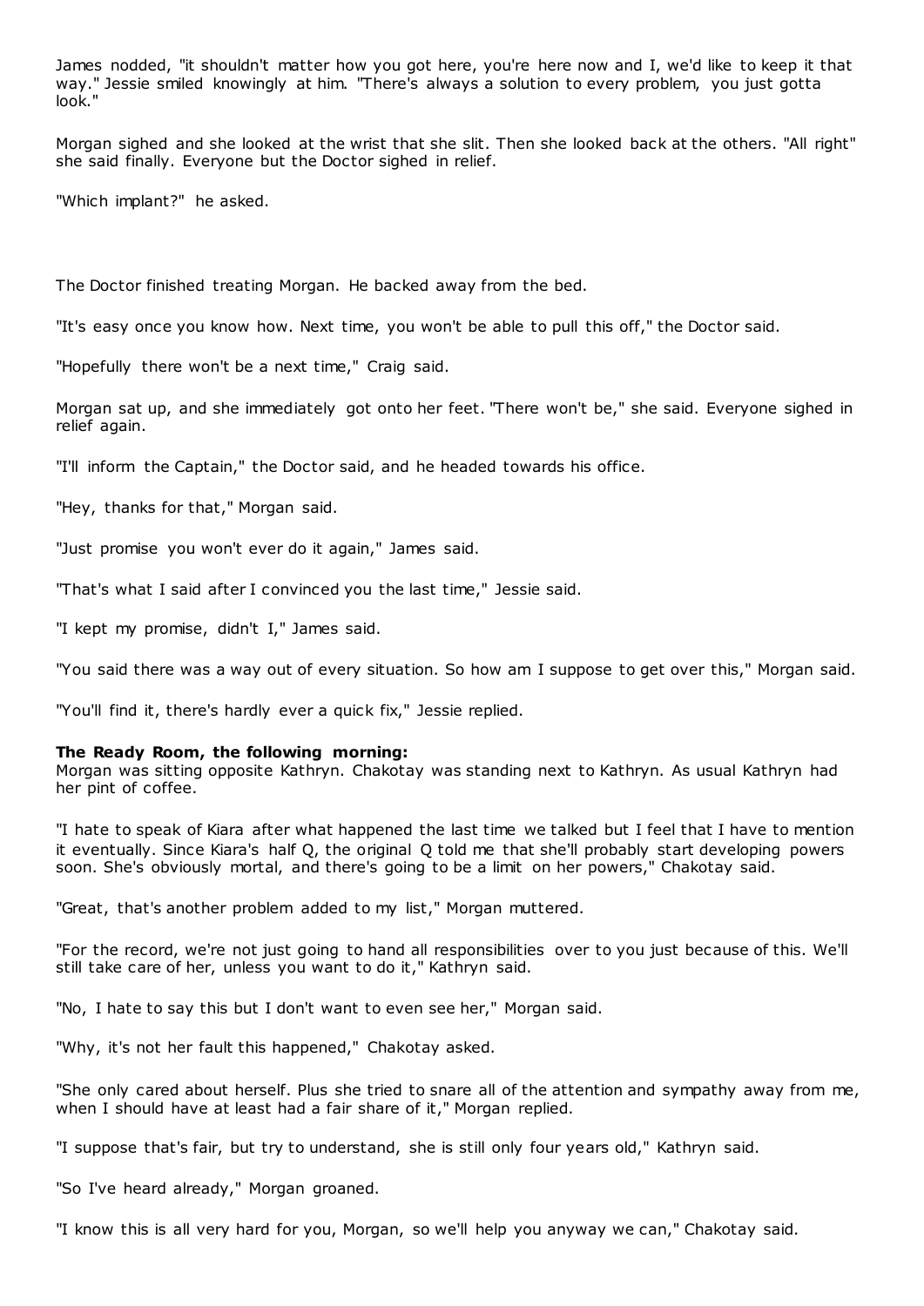James nodded, "it shouldn't matter how you got here, you're here now and I, we'd like to keep it that way." Jessie smiled knowingly at him. "There's always a solution to every problem, you just gotta look."

Morgan sighed and she looked at the wrist that she slit. Then she looked back at the others. "All right" she said finally. Everyone but the Doctor sighed in relief.

"Which implant?" he asked.

The Doctor finished treating Morgan. He backed away from the bed.

"It's easy once you know how. Next time, you won't be able to pull this off," the Doctor said.

"Hopefully there won't be a next time," Craig said.

Morgan sat up, and she immediately got onto her feet. "There won't be," she said. Everyone sighed in relief again.

"I'll inform the Captain," the Doctor said, and he headed towards his office.

"Hey, thanks for that," Morgan said.

"Just promise you won't ever do it again," James said.

"That's what I said after I convinced you the last time," Jessie said.

"I kept my promise, didn't I," James said.

"You said there was a way out of every situation. So how am I suppose to get over this," Morgan said.

"You'll find it, there's hardly ever a quick fix," Jessie replied.

**The Ready Room, the following morning:**
Morgan was sitting opposite Kathryn. Chakotay was standing next to Kathryn. As usual Kathryn had her pint of coffee.

"I hate to speak of Kiara after what happened the last time we talked but I feel that I have to mention it eventually. Since Kiara's half Q, the original Q told me that she'll probably start developing powers soon. She's obviously mortal, and there's going to be a limit on her powers," Chakotay said.

"Great, that's another problem added to my list," Morgan muttered.

"For the record, we're not just going to hand all responsibilities over to you just because of this. We'll still take care of her, unless you want to do it," Kathryn said.

"No, I hate to say this but I don't want to even see her," Morgan said.

"Why, it's not her fault this happened," Chakotay asked.

"She only cared about herself. Plus she tried to snare all of the attention and sympathy away from me, when I should have at least had a fair share of it," Morgan replied.

"I suppose that's fair, but try to understand, she is still only four years old," Kathryn said.

"So I've heard already," Morgan groaned.

"I know this is all very hard for you, Morgan, so we'll help you anyway we can," Chakotay said.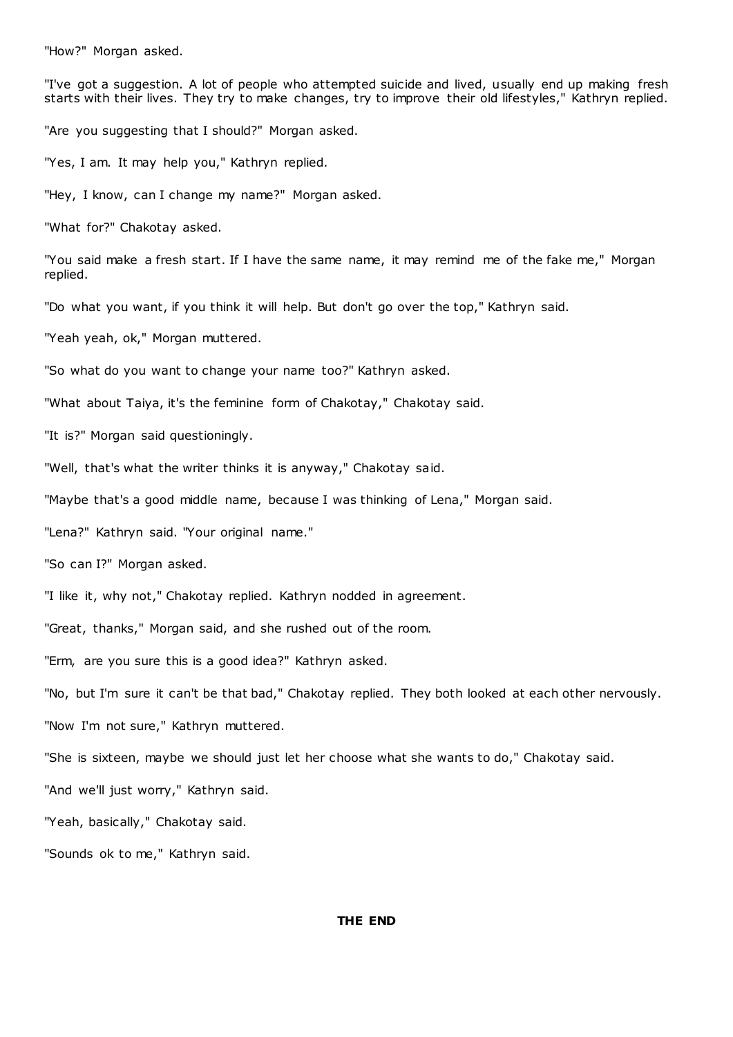"How?" Morgan asked.

"I've got a suggestion. A lot of people who attempted suicide and lived, usually end up making fresh starts with their lives. They try to make changes, try to improve their old lifestyles," Kathryn replied.

"Are you suggesting that I should?" Morgan asked.

"Yes, I am. It may help you," Kathryn replied.

"Hey, I know, can I change my name?" Morgan asked.

"What for?" Chakotay asked.

"You said make a fresh start. If I have the same name, it may remind me of the fake me," Morgan replied.

"Do what you want, if you think it will help. But don't go over the top," Kathryn said.

"Yeah yeah, ok," Morgan muttered.

"So what do you want to change your name too?" Kathryn asked.

"What about Taiya, it's the feminine form of Chakotay," Chakotay said.

"It is?" Morgan said questioningly.

"Well, that's what the writer thinks it is anyway," Chakotay said.

"Maybe that's a good middle name, because I was thinking of Lena," Morgan said.

"Lena?" Kathryn said. "Your original name."

"So can I?" Morgan asked.

"I like it, why not," Chakotay replied. Kathryn nodded in agreement.

"Great, thanks," Morgan said, and she rushed out of the room.

"Erm, are you sure this is a good idea?" Kathryn asked.

"No, but I'm sure it can't be that bad," Chakotay replied. They both looked at each other nervously.

"Now I'm not sure," Kathryn muttered.

"She is sixteen, maybe we should just let her choose what she wants to do," Chakotay said.

"And we'll just worry," Kathryn said.

"Yeah, basically," Chakotay said.

"Sounds ok to me," Kathryn said.

**THE END**